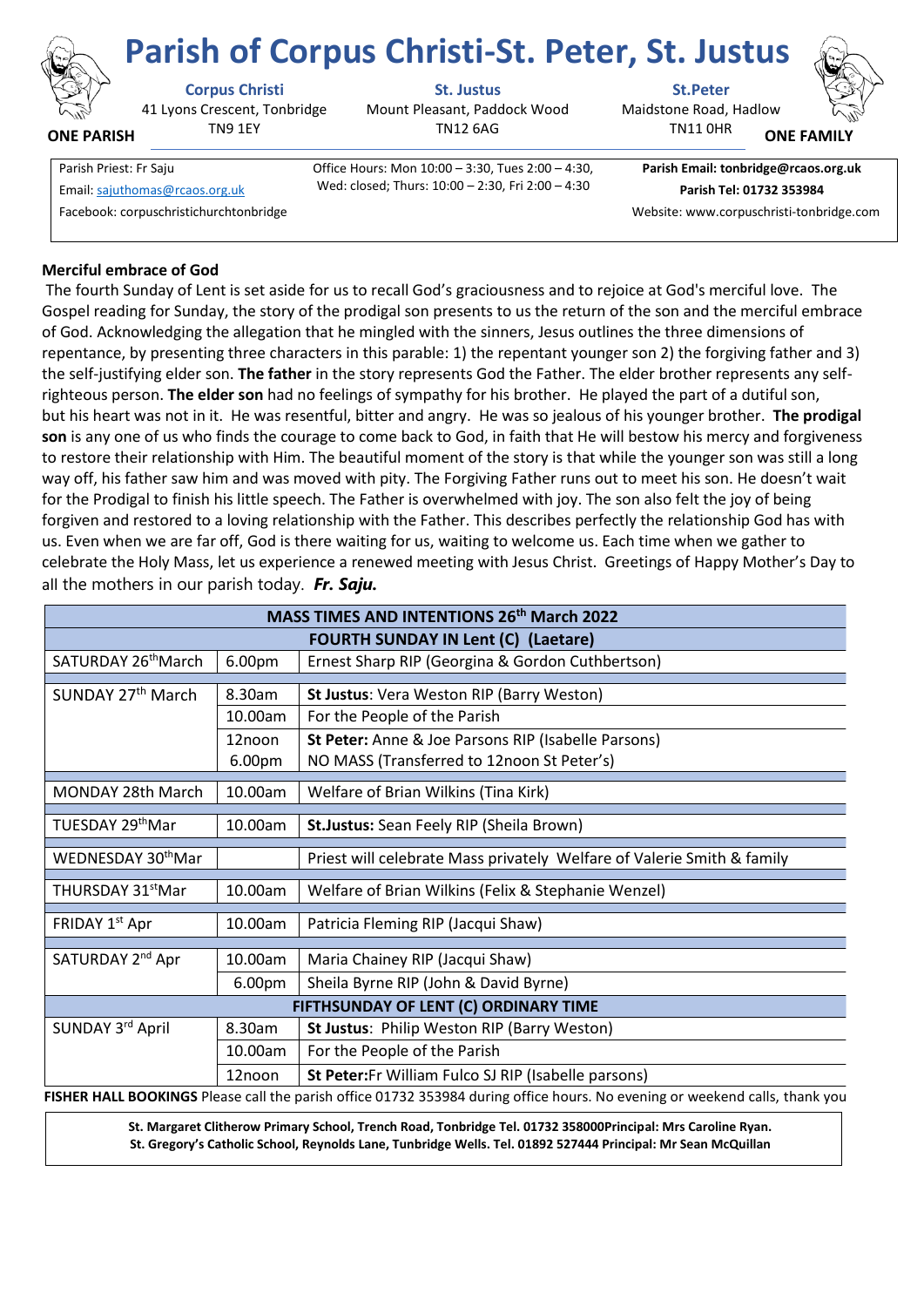# Parish of Corpus Christi-St. Peter, St. Justus

**ONE PARISH** **ONE FAMILY**

| **Corpus Christi** | **St. Justus** | **St.Peter** |
|---|---|---|
| 41 Lyons Crescent, Tonbridge TN9 1EY | Mount Pleasant, Paddock Wood TN12 6AG | Maidstone Road, Hadlow TN11 0HR |

Parish Priest: Fr Saju
Email: sajuthomas@rcaos.org.uk
Facebook: corpuschristichurchtonbridge

Office Hours: Mon 10:00 – 3:30, Tues 2:00 – 4:30, Wed: closed; Thurs: 10:00 – 2:30, Fri 2:00 – 4:30

**Parish Email: tonbridge@rcaos.org.uk**
**Parish Tel: 01732 353984**
Website: www.corpuschristi-tonbridge.com

## Merciful embrace of God

The fourth Sunday of Lent is set aside for us to recall God's graciousness and to rejoice at God's merciful love. The Gospel reading for Sunday, the story of the prodigal son presents to us the return of the son and the merciful embrace of God. Acknowledging the allegation that he mingled with the sinners, Jesus outlines the three dimensions of repentance, by presenting three characters in this parable: 1) the repentant younger son 2) the forgiving father and 3) the self-justifying elder son. **The father** in the story represents God the Father. The elder brother represents any self-righteous person. **The elder son** had no feelings of sympathy for his brother. He played the part of a dutiful son, but his heart was not in it. He was resentful, bitter and angry. He was so jealous of his younger brother. **The prodigal son** is any one of us who finds the courage to come back to God, in faith that He will bestow his mercy and forgiveness to restore their relationship with Him. The beautiful moment of the story is that while the younger son was still a long way off, his father saw him and was moved with pity. The Forgiving Father runs out to meet his son. He doesn't wait for the Prodigal to finish his little speech. The Father is overwhelmed with joy. The son also felt the joy of being forgiven and restored to a loving relationship with the Father. This describes perfectly the relationship God has with us. Even when we are far off, God is there waiting for us, waiting to welcome us. Each time when we gather to celebrate the Holy Mass, let us experience a renewed meeting with Jesus Christ. Greetings of Happy Mother's Day to all the mothers in our parish today. ***Fr. Saju.***

| **MASS TIMES AND INTENTIONS 26th March 2022** | | |
|---|---|---|
| **FOURTH SUNDAY IN Lent (C) (Laetare)** | | |
| SATURDAY 26th March | 6.00pm | Ernest Sharp RIP (Georgina & Gordon Cuthbertson) |
| SUNDAY 27th March | 8.30am | **St Justus**: Vera Weston RIP (Barry Weston) |
| | 10.00am | For the People of the Parish |
| | 12noon | **St Peter:** Anne & Joe Parsons RIP (Isabelle Parsons) |
| | 6.00pm | NO MASS (Transferred to 12noon St Peter's) |
| MONDAY 28th March | 10.00am | Welfare of Brian Wilkins (Tina Kirk) |
| TUESDAY 29th Mar | 10.00am | **St.Justus:** Sean Feely RIP (Sheila Brown) |
| WEDNESDAY 30th Mar | | Priest will celebrate Mass privately Welfare of Valerie Smith & family |
| THURSDAY 31st Mar | 10.00am | Welfare of Brian Wilkins (Felix & Stephanie Wenzel) |
| FRIDAY 1st Apr | 10.00am | Patricia Fleming RIP (Jacqui Shaw) |
| SATURDAY 2nd Apr | 10.00am | Maria Chainey RIP (Jacqui Shaw) |
| | 6.00pm | Sheila Byrne RIP (John & David Byrne) |
| **FIFTHSUNDAY OF LENT (C) ORDINARY TIME** | | |
| SUNDAY 3rd April | 8.30am | **St Justus**: Philip Weston RIP (Barry Weston) |
| | 10.00am | For the People of the Parish |
| | 12noon | **St Peter:**Fr William Fulco SJ RIP (Isabelle parsons) |

**FISHER HALL BOOKINGS** Please call the parish office 01732 353984 during office hours. No evening or weekend calls, thank you

**St. Margaret Clitherow Primary School, Trench Road, Tonbridge Tel. 01732 358000Principal: Mrs Caroline Ryan.**
**St. Gregory's Catholic School, Reynolds Lane, Tunbridge Wells. Tel. 01892 527444 Principal: Mr Sean McQuillan**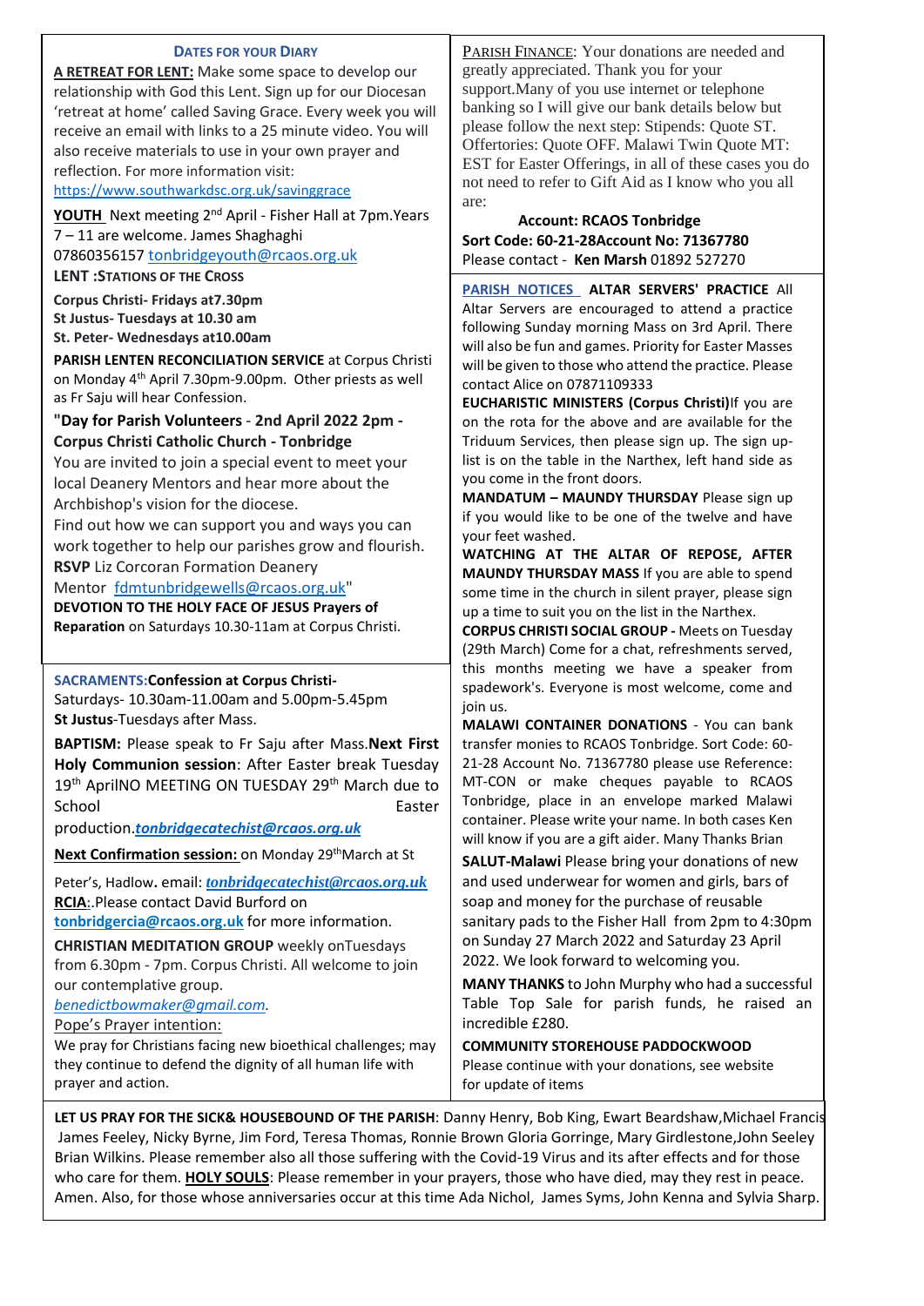## DATES FOR YOUR DIARY

**A RETREAT FOR LENT:** Make some space to develop our relationship with God this Lent. Sign up for our Diocesan 'retreat at home' called Saving Grace. Every week you will receive an email with links to a 25 minute video. You will also receive materials to use in your own prayer and reflection. For more information visit: https://www.southwarkdsc.org.uk/savinggrace

**YOUTH** Next meeting 2nd April - Fisher Hall at 7pm.Years 7 – 11 are welcome. James Shaghaghi 07860356157 tonbridgeyouth@rcaos.org.uk

**LENT :STATIONS OF THE CROSS**

**Corpus Christi- Fridays at7.30pm**
**St Justus- Tuesdays at 10.30 am**
**St. Peter- Wednesdays at10.00am**

**PARISH LENTEN RECONCILIATION SERVICE** at Corpus Christi on Monday 4th April 7.30pm-9.00pm. Other priests as well as Fr Saju will hear Confession.

**"Day for Parish Volunteers** - **2nd April 2022 2pm - Corpus Christi Catholic Church - Tonbridge**

You are invited to join a special event to meet your local Deanery Mentors and hear more about the Archbishop's vision for the diocese.

Find out how we can support you and ways you can work together to help our parishes grow and flourish.

**RSVP** Liz Corcoran Formation Deanery Mentor fdmtunbridgewells@rcaos.org.uk"

**DEVOTION TO THE HOLY FACE OF JESUS Prayers of Reparation** on Saturdays 10.30-11am at Corpus Christi.

**SACRAMENTS:Confession at Corpus Christi-**
Saturdays- 10.30am-11.00am and 5.00pm-5.45pm
**St Justus**-Tuesdays after Mass.

**BAPTISM:** Please speak to Fr Saju after Mass.**Next First Holy Communion session**: After Easter break Tuesday 19th AprilNO MEETING ON TUESDAY 29th March due to School Easter production.***tonbridgecatechist@rcaos.org.uk***

**Next Confirmation session:** on Monday 29thMarch at St Peter's, Hadlow**.** email: ***tonbridgecatechist@rcaos.org.uk***

**RCIA:**.Please contact David Burford on **tonbridgercia@rcaos.org.uk** for more information.

**CHRISTIAN MEDITATION GROUP** weekly onTuesdays from 6.30pm - 7pm. Corpus Christi. All welcome to join our contemplative group.
*benedictbowmaker@gmail.com.*

Pope's Prayer intention:

We pray for Christians facing new bioethical challenges; may they continue to defend the dignity of all human life with prayer and action.

PARISH FINANCE: Your donations are needed and greatly appreciated. Thank you for your support.Many of you use internet or telephone banking so I will give our bank details below but please follow the next step: Stipends: Quote ST. Offertories: Quote OFF. Malawi Twin Quote MT: EST for Easter Offerings, in all of these cases you do not need to refer to Gift Aid as I know who you all are:

**Account: RCAOS Tonbridge**
**Sort Code: 60-21-28Account No: 71367780**
Please contact - **Ken Marsh** 01892 527270

**PARISH NOTICES** **ALTAR SERVERS' PRACTICE** All Altar Servers are encouraged to attend a practice following Sunday morning Mass on 3rd April. There will also be fun and games. Priority for Easter Masses will be given to those who attend the practice. Please contact Alice on 07871109333

**EUCHARISTIC MINISTERS (Corpus Christi)**If you are on the rota for the above and are available for the Triduum Services, then please sign up. The sign up-list is on the table in the Narthex, left hand side as you come in the front doors.

**MANDATUM – MAUNDY THURSDAY** Please sign up if you would like to be one of the twelve and have your feet washed.

**WATCHING AT THE ALTAR OF REPOSE, AFTER MAUNDY THURSDAY MASS** If you are able to spend some time in the church in silent prayer, please sign up a time to suit you on the list in the Narthex.

**CORPUS CHRISTI SOCIAL GROUP -** Meets on Tuesday (29th March) Come for a chat, refreshments served, this months meeting we have a speaker from spadework's. Everyone is most welcome, come and join us.

**MALAWI CONTAINER DONATIONS** - You can bank transfer monies to RCAOS Tonbridge. Sort Code: 60-21-28 Account No. 71367780 please use Reference: MT-CON or make cheques payable to RCAOS Tonbridge, place in an envelope marked Malawi container. Please write your name. In both cases Ken will know if you are a gift aider. Many Thanks Brian

**SALUT-Malawi** Please bring your donations of new and used underwear for women and girls, bars of soap and money for the purchase of reusable sanitary pads to the Fisher Hall from 2pm to 4:30pm on Sunday 27 March 2022 and Saturday 23 April 2022. We look forward to welcoming you.

**MANY THANKS** to John Murphy who had a successful Table Top Sale for parish funds, he raised an incredible £280.

**COMMUNITY STOREHOUSE PADDOCKWOOD**
Please continue with your donations, see website for update of items

**LET US PRAY FOR THE SICK& HOUSEBOUND OF THE PARISH**: Danny Henry, Bob King, Ewart Beardshaw,Michael Francis James Feeley, Nicky Byrne, Jim Ford, Teresa Thomas, Ronnie Brown Gloria Gorringe, Mary Girdlestone,John Seeley Brian Wilkins. Please remember also all those suffering with the Covid-19 Virus and its after effects and for those who care for them. **HOLY SOULS**: Please remember in your prayers, those who have died, may they rest in peace. Amen. Also, for those whose anniversaries occur at this time Ada Nichol, James Syms, John Kenna and Sylvia Sharp.